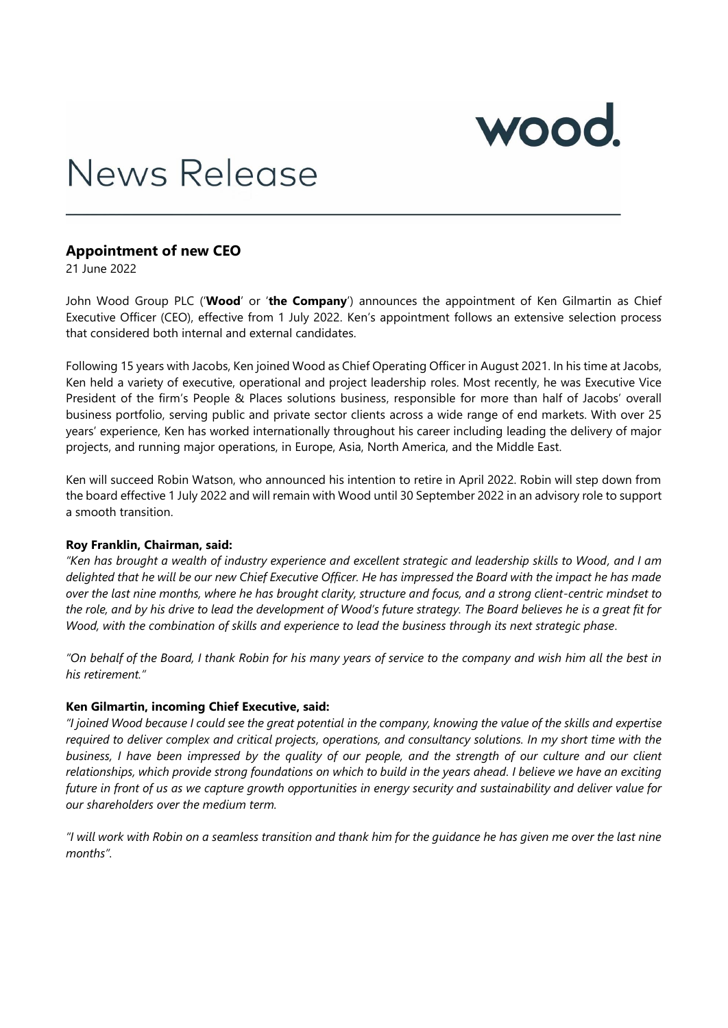wood.

# News Release

## Appointment of new CEO

21 June 2022

John Wood Group PLC ('**Wood**' or '**the Company**') announces the appointment of Ken Gilmartin as Chief Executive Officer (CEO), effective from 1 July 2022. Ken's appointment follows an extensive selection process that considered both internal and external candidates.

Following 15 years with Jacobs, Ken joined Wood as Chief Operating Officer in August 2021. In his time at Jacobs, Ken held a variety of executive, operational and project leadership roles. Most recently, he was Executive Vice President of the firm's People & Places solutions business, responsible for more than half of Jacobs' overall business portfolio, serving public and private sector clients across a wide range of end markets. With over 25 years' experience, Ken has worked internationally throughout his career including leading the delivery of major projects, and running major operations, in Europe, Asia, North America, and the Middle East.

Ken will succeed Robin Watson, who announced his intention to retire in April 2022. Robin will step down from the board effective 1 July 2022 and will remain with Wood until 30 September 2022 in an advisory role to support a smooth transition.

**Roy Franklin, Chairman, said:**

*"Ken has brought a wealth of industry experience and excellent strategic and leadership skills to Wood, and I am delighted that he will be our new Chief Executive Officer. He has impressed the Board with the impact he has made over the last nine months, where he has brought clarity, structure and focus, and a strong client-centric mindset to the role, and by his drive to lead the development of Wood's future strategy. The Board believes he is a great fit for Wood, with the combination of skills and experience to lead the business through its next strategic phase.*

*"On behalf of the Board, I thank Robin for his many years of service to the company and wish him all the best in his retirement."*

**Ken Gilmartin, incoming Chief Executive, said:**

*"I joined Wood because I could see the great potential in the company, knowing the value of the skills and expertise required to deliver complex and critical projects, operations, and consultancy solutions. In my short time with the business, I have been impressed by the quality of our people, and the strength of our culture and our client relationships, which provide strong foundations on which to build in the years ahead. I believe we have an exciting future in front of us as we capture growth opportunities in energy security and sustainability and deliver value for our shareholders over the medium term.*

*"I will work with Robin on a seamless transition and thank him for the guidance he has given me over the last nine months".*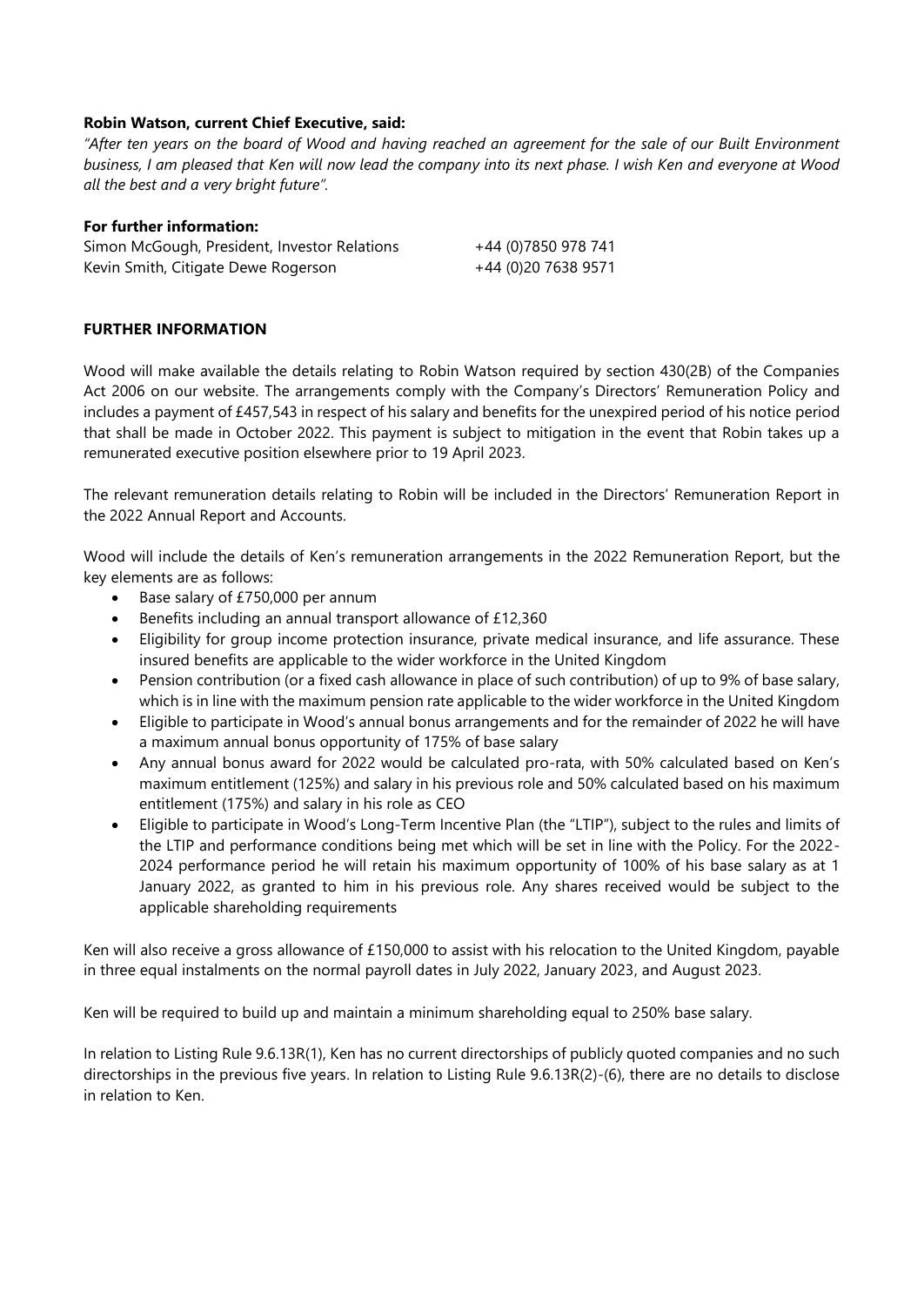**Robin Watson, current Chief Executive, said:**

*"After ten years on the board of Wood and having reached an agreement for the sale of our Built Environment business, I am pleased that Ken will now lead the company into its next phase. I wish Ken and everyone at Wood all the best and a very bright future".*

**For further information:**

| | |
|---|---|
| Simon McGough, President, Investor Relations | +44 (0)7850 978 741 |
| Kevin Smith, Citigate Dewe Rogerson | +44 (0)20 7638 9571 |

**FURTHER INFORMATION**

Wood will make available the details relating to Robin Watson required by section 430(2B) of the Companies Act 2006 on our website. The arrangements comply with the Company's Directors' Remuneration Policy and includes a payment of £457,543 in respect of his salary and benefits for the unexpired period of his notice period that shall be made in October 2022. This payment is subject to mitigation in the event that Robin takes up a remunerated executive position elsewhere prior to 19 April 2023.

The relevant remuneration details relating to Robin will be included in the Directors' Remuneration Report in the 2022 Annual Report and Accounts.

Wood will include the details of Ken's remuneration arrangements in the 2022 Remuneration Report, but the key elements are as follows:

- Base salary of £750,000 per annum
- Benefits including an annual transport allowance of £12,360
- Eligibility for group income protection insurance, private medical insurance, and life assurance. These insured benefits are applicable to the wider workforce in the United Kingdom
- Pension contribution (or a fixed cash allowance in place of such contribution) of up to 9% of base salary, which is in line with the maximum pension rate applicable to the wider workforce in the United Kingdom
- Eligible to participate in Wood's annual bonus arrangements and for the remainder of 2022 he will have a maximum annual bonus opportunity of 175% of base salary
- Any annual bonus award for 2022 would be calculated pro-rata, with 50% calculated based on Ken's maximum entitlement (125%) and salary in his previous role and 50% calculated based on his maximum entitlement (175%) and salary in his role as CEO
- Eligible to participate in Wood's Long-Term Incentive Plan (the "LTIP"), subject to the rules and limits of the LTIP and performance conditions being met which will be set in line with the Policy. For the 2022-2024 performance period he will retain his maximum opportunity of 100% of his base salary as at 1 January 2022, as granted to him in his previous role. Any shares received would be subject to the applicable shareholding requirements

Ken will also receive a gross allowance of £150,000 to assist with his relocation to the United Kingdom, payable in three equal instalments on the normal payroll dates in July 2022, January 2023, and August 2023.

Ken will be required to build up and maintain a minimum shareholding equal to 250% base salary.

In relation to Listing Rule 9.6.13R(1), Ken has no current directorships of publicly quoted companies and no such directorships in the previous five years. In relation to Listing Rule 9.6.13R(2)-(6), there are no details to disclose in relation to Ken.